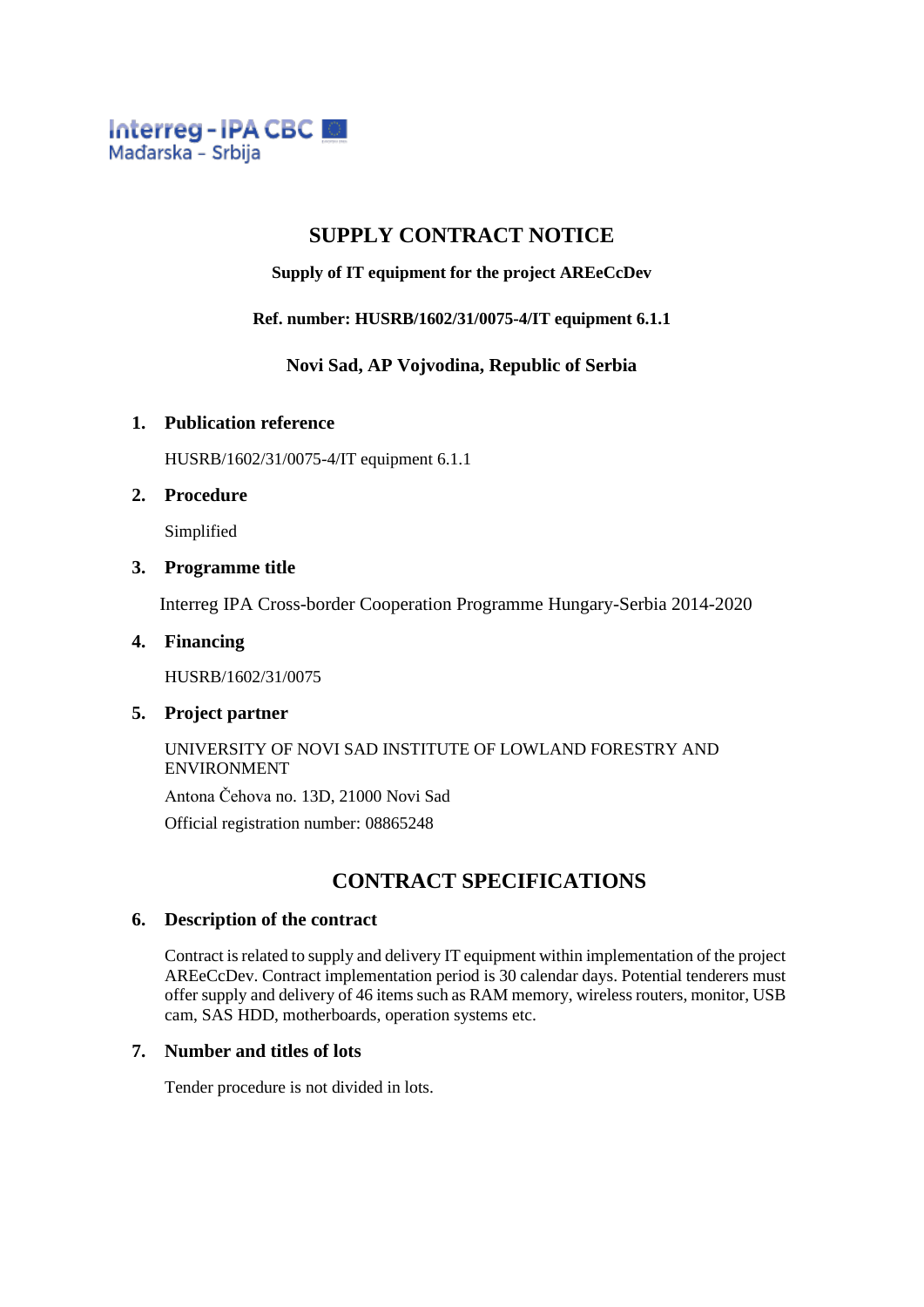Interreg - IPA CBC
Mađarska - Srbija

# SUPPLY CONTRACT NOTICE

**Supply of IT equipment for the project AREeCcDev**

**Ref. number: HUSRB/1602/31/0075-4/IT equipment 6.1.1**

**Novi Sad, AP Vojvodina, Republic of Serbia**

## 1. Publication reference

HUSRB/1602/31/0075-4/IT equipment 6.1.1

## 2. Procedure

Simplified

## 3. Programme title

Interreg IPA Cross-border Cooperation Programme Hungary-Serbia 2014-2020

## 4. Financing

HUSRB/1602/31/0075

## 5. Project partner

UNIVERSITY OF NOVI SAD INSTITUTE OF LOWLAND FORESTRY AND ENVIRONMENT

Antona Čehova no. 13D, 21000 Novi Sad

Official registration number: 08865248

# CONTRACT SPECIFICATIONS

## 6. Description of the contract

Contract is related to supply and delivery IT equipment within implementation of the project AREeCcDev. Contract implementation period is 30 calendar days. Potential tenderers must offer supply and delivery of 46 items such as RAM memory, wireless routers, monitor, USB cam, SAS HDD, motherboards, operation systems etc.

## 7. Number and titles of lots

Tender procedure is not divided in lots.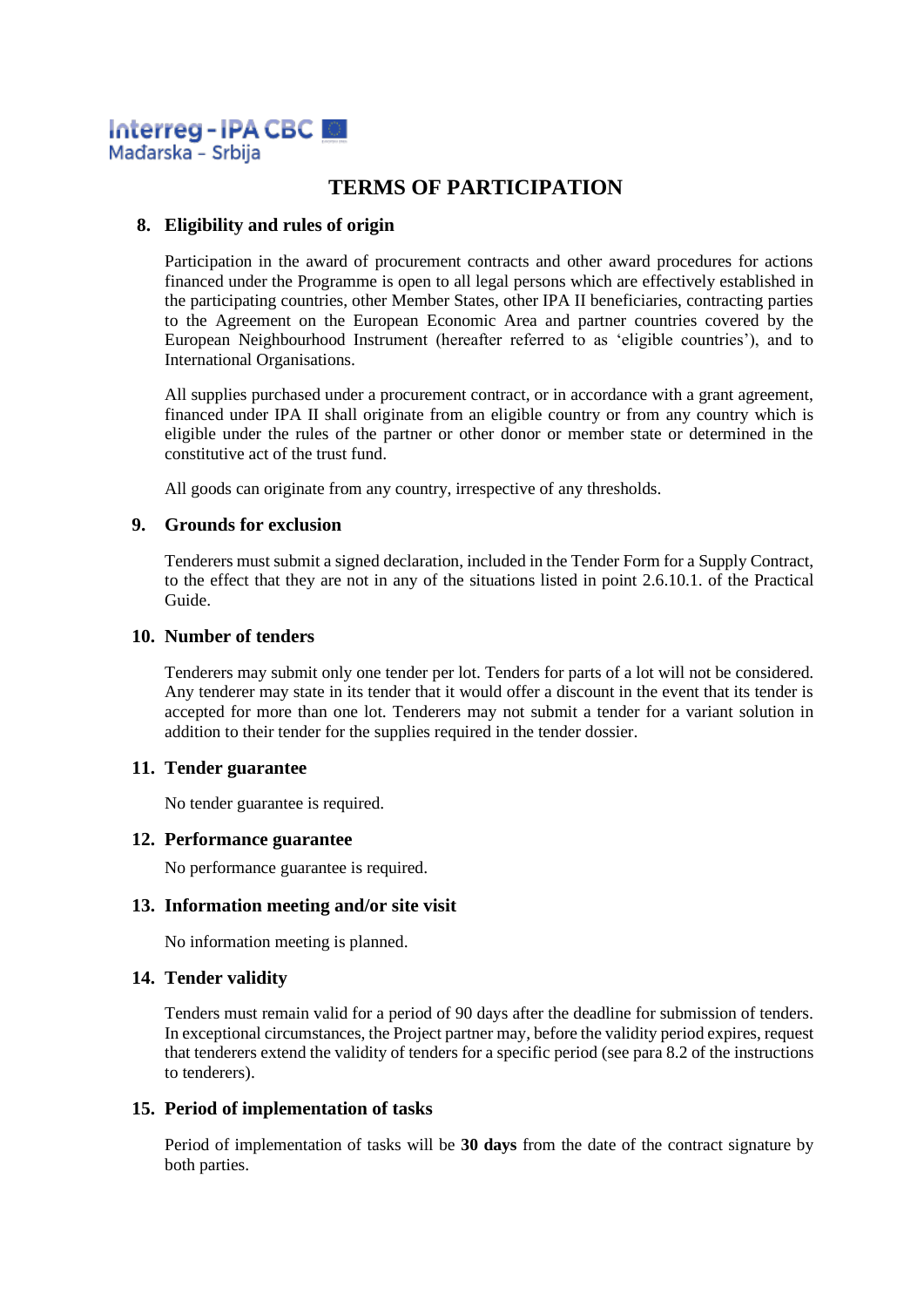## TERMS OF PARTICIPATION

### 8. Eligibility and rules of origin

Participation in the award of procurement contracts and other award procedures for actions financed under the Programme is open to all legal persons which are effectively established in the participating countries, other Member States, other IPA II beneficiaries, contracting parties to the Agreement on the European Economic Area and partner countries covered by the European Neighbourhood Instrument (hereafter referred to as 'eligible countries'), and to International Organisations.

All supplies purchased under a procurement contract, or in accordance with a grant agreement, financed under IPA II shall originate from an eligible country or from any country which is eligible under the rules of the partner or other donor or member state or determined in the constitutive act of the trust fund.

All goods can originate from any country, irrespective of any thresholds.

### 9. Grounds for exclusion

Tenderers must submit a signed declaration, included in the Tender Form for a Supply Contract, to the effect that they are not in any of the situations listed in point 2.6.10.1. of the Practical Guide.

### 10. Number of tenders

Tenderers may submit only one tender per lot. Tenders for parts of a lot will not be considered. Any tenderer may state in its tender that it would offer a discount in the event that its tender is accepted for more than one lot. Tenderers may not submit a tender for a variant solution in addition to their tender for the supplies required in the tender dossier.

### 11. Tender guarantee

No tender guarantee is required.

### 12. Performance guarantee

No performance guarantee is required.

### 13. Information meeting and/or site visit

No information meeting is planned.

### 14. Tender validity

Tenders must remain valid for a period of 90 days after the deadline for submission of tenders. In exceptional circumstances, the Project partner may, before the validity period expires, request that tenderers extend the validity of tenders for a specific period (see para 8.2 of the instructions to tenderers).

### 15. Period of implementation of tasks

Period of implementation of tasks will be **30 days** from the date of the contract signature by both parties.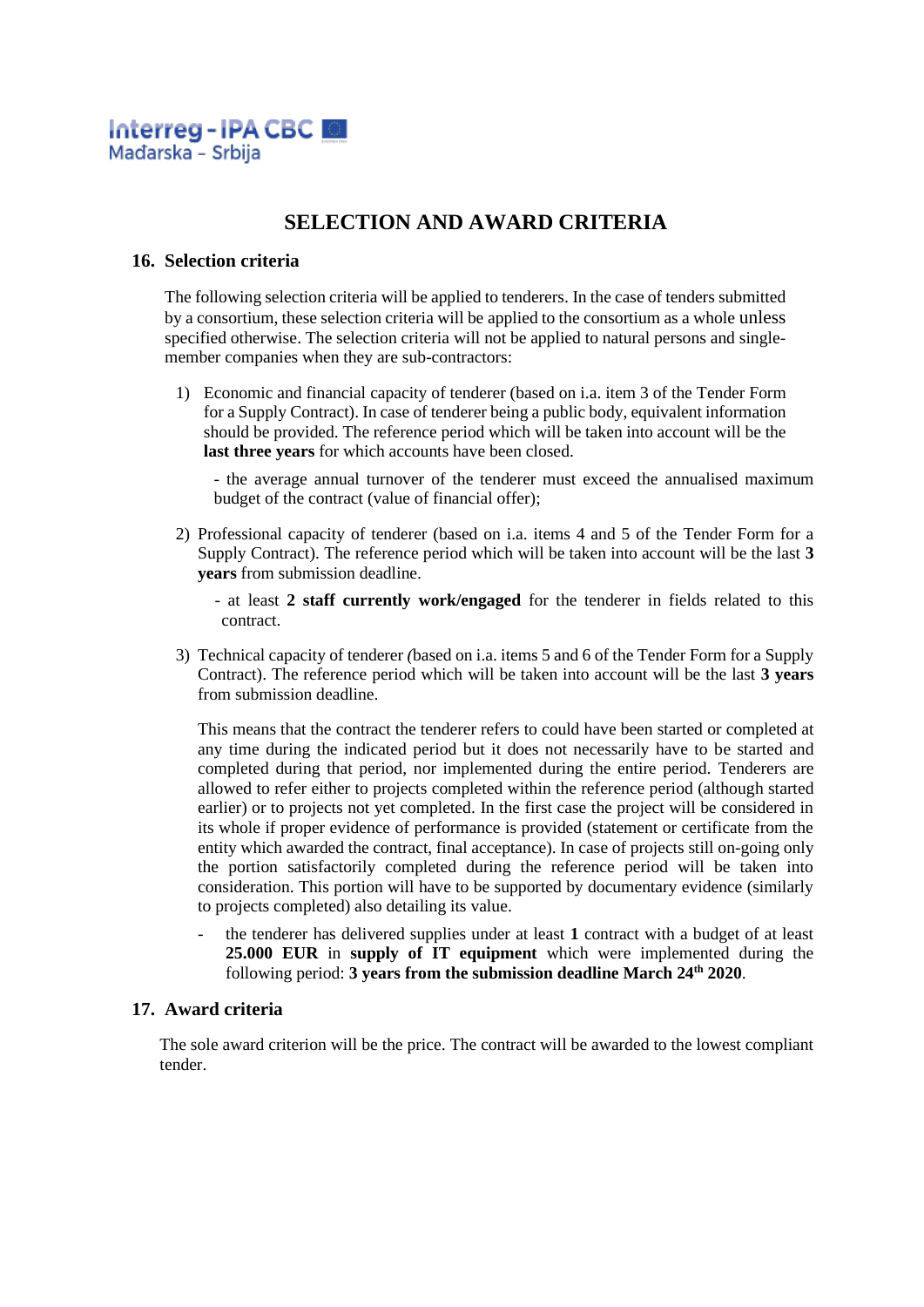# SELECTION AND AWARD CRITERIA

## 16. Selection criteria

The following selection criteria will be applied to tenderers. In the case of tenders submitted by a consortium, these selection criteria will be applied to the consortium as a whole unless specified otherwise. The selection criteria will not be applied to natural persons and single-member companies when they are sub-contractors:

1) Economic and financial capacity of tenderer (based on i.a. item 3 of the Tender Form for a Supply Contract). In case of tenderer being a public body, equivalent information should be provided. The reference period which will be taken into account will be the **last three years** for which accounts have been closed.

   - the average annual turnover of the tenderer must exceed the annualised maximum budget of the contract (value of financial offer);

2) Professional capacity of tenderer (based on i.a. items 4 and 5 of the Tender Form for a Supply Contract). The reference period which will be taken into account will be the last **3 years** from submission deadline.

   - at least **2 staff currently work/engaged** for the tenderer in fields related to this contract.

3) Technical capacity of tenderer *(*based on i.a. items 5 and 6 of the Tender Form for a Supply Contract). The reference period which will be taken into account will be the last **3 years** from submission deadline.

   This means that the contract the tenderer refers to could have been started or completed at any time during the indicated period but it does not necessarily have to be started and completed during that period, nor implemented during the entire period. Tenderers are allowed to refer either to projects completed within the reference period (although started earlier) or to projects not yet completed. In the first case the project will be considered in its whole if proper evidence of performance is provided (statement or certificate from the entity which awarded the contract, final acceptance). In case of projects still on-going only the portion satisfactorily completed during the reference period will be taken into consideration. This portion will have to be supported by documentary evidence (similarly to projects completed) also detailing its value.

   - the tenderer has delivered supplies under at least **1** contract with a budget of at least **25.000 EUR** in **supply of IT equipment** which were implemented during the following period: **3 years from the submission deadline March 24th 2020**.

## 17. Award criteria

The sole award criterion will be the price. The contract will be awarded to the lowest compliant tender.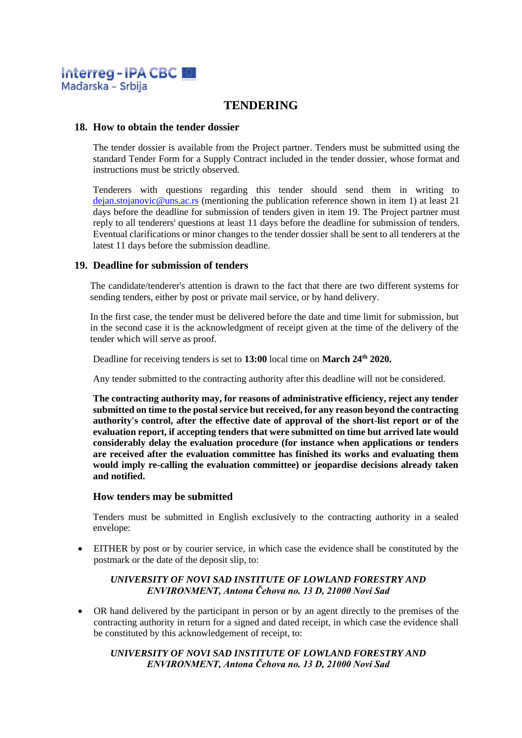# TENDERING

## 18. How to obtain the tender dossier

The tender dossier is available from the Project partner. Tenders must be submitted using the standard Tender Form for a Supply Contract included in the tender dossier, whose format and instructions must be strictly observed.

Tenderers with questions regarding this tender should send them in writing to dejan.stojanovic@uns.ac.rs (mentioning the publication reference shown in item 1) at least 21 days before the deadline for submission of tenders given in item 19. The Project partner must reply to all tenderers' questions at least 11 days before the deadline for submission of tenders. Eventual clarifications or minor changes to the tender dossier shall be sent to all tenderers at the latest 11 days before the submission deadline.

## 19. Deadline for submission of tenders

The candidate/tenderer's attention is drawn to the fact that there are two different systems for sending tenders, either by post or private mail service, or by hand delivery.

In the first case, the tender must be delivered before the date and time limit for submission, but in the second case it is the acknowledgment of receipt given at the time of the delivery of the tender which will serve as proof.

Deadline for receiving tenders is set to **13:00** local time on **March 24th 2020.**

Any tender submitted to the contracting authority after this deadline will not be considered.

**The contracting authority may, for reasons of administrative efficiency, reject any tender submitted on time to the postal service but received, for any reason beyond the contracting authority's control, after the effective date of approval of the short-list report or of the evaluation report, if accepting tenders that were submitted on time but arrived late would considerably delay the evaluation procedure (for instance when applications or tenders are received after the evaluation committee has finished its works and evaluating them would imply re-calling the evaluation committee) or jeopardise decisions already taken and notified.**

### How tenders may be submitted

Tenders must be submitted in English exclusively to the contracting authority in a sealed envelope:

- EITHER by post or by courier service, in which case the evidence shall be constituted by the postmark or the date of the deposit slip, to:

  ***UNIVERSITY OF NOVI SAD INSTITUTE OF LOWLAND FORESTRY AND ENVIRONMENT, Antona Čehova no. 13 D, 21000 Novi Sad***

- OR hand delivered by the participant in person or by an agent directly to the premises of the contracting authority in return for a signed and dated receipt, in which case the evidence shall be constituted by this acknowledgement of receipt, to:

  ***UNIVERSITY OF NOVI SAD INSTITUTE OF LOWLAND FORESTRY AND ENVIRONMENT, Antona Čehova no. 13 D, 21000 Novi Sad***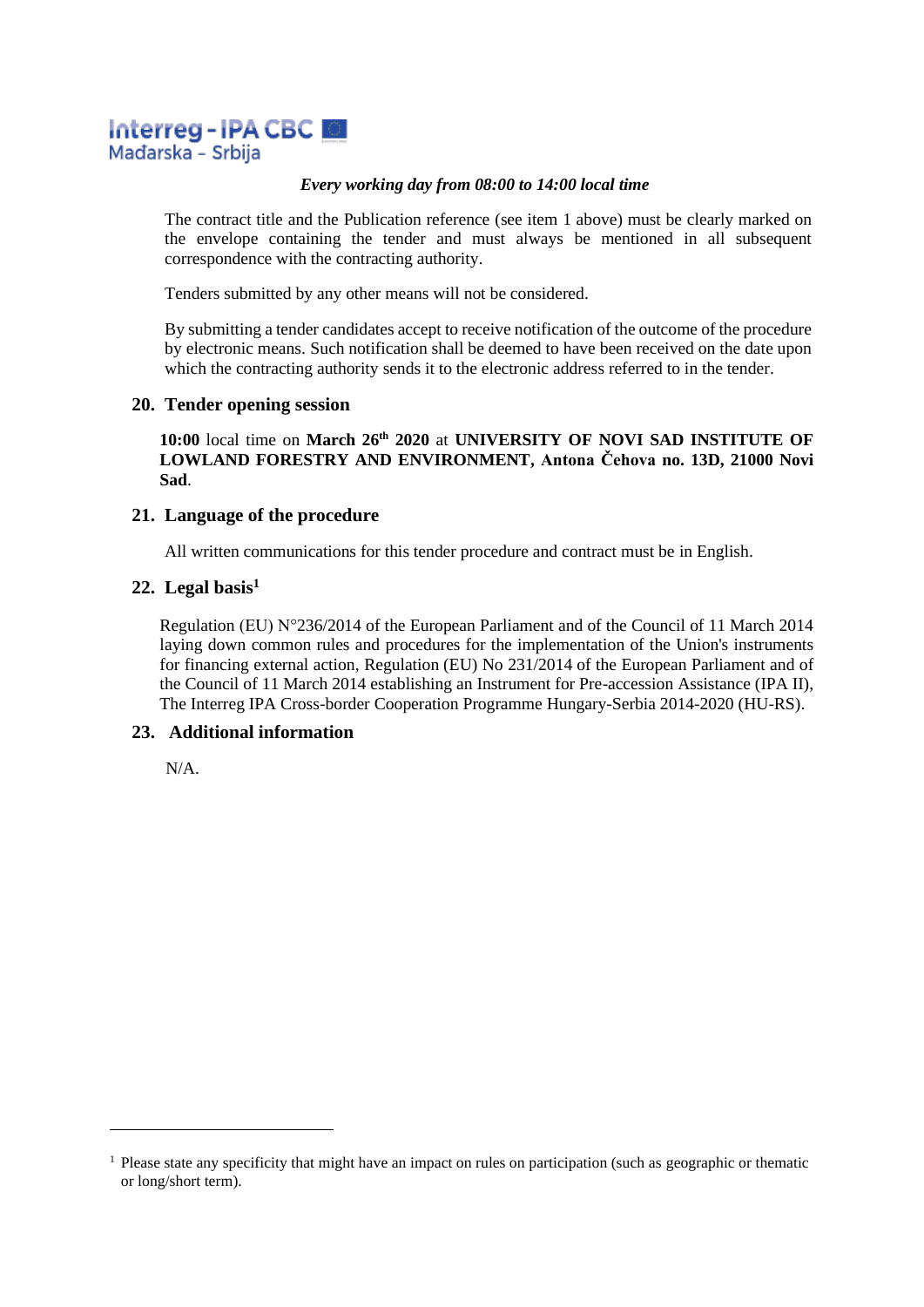*Every working day from 08:00 to 14:00 local time*

The contract title and the Publication reference (see item 1 above) must be clearly marked on the envelope containing the tender and must always be mentioned in all subsequent correspondence with the contracting authority.

Tenders submitted by any other means will not be considered.

By submitting a tender candidates accept to receive notification of the outcome of the procedure by electronic means. Such notification shall be deemed to have been received on the date upon which the contracting authority sends it to the electronic address referred to in the tender.

## 20. Tender opening session

**10:00** local time on **March 26th 2020** at **UNIVERSITY OF NOVI SAD INSTITUTE OF LOWLAND FORESTRY AND ENVIRONMENT, Antona Čehova no. 13D, 21000 Novi Sad**.

## 21. Language of the procedure

All written communications for this tender procedure and contract must be in English.

## 22. Legal basis[1]

Regulation (EU) N°236/2014 of the European Parliament and of the Council of 11 March 2014 laying down common rules and procedures for the implementation of the Union's instruments for financing external action, Regulation (EU) No 231/2014 of the European Parliament and of the Council of 11 March 2014 establishing an Instrument for Pre-accession Assistance (IPA II), The Interreg IPA Cross-border Cooperation Programme Hungary-Serbia 2014-2020 (HU-RS).

## 23. Additional information

N/A.

---

[1] Please state any specificity that might have an impact on rules on participation (such as geographic or thematic or long/short term).